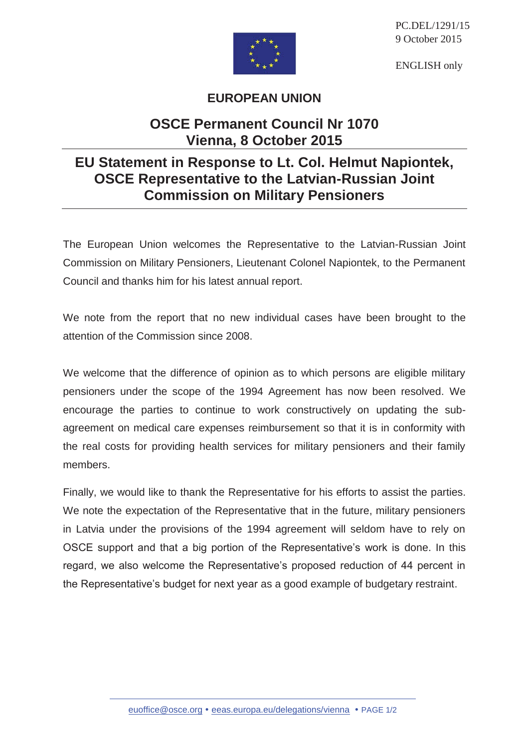PC.DEL/1291/15
9 October 2015

ENGLISH only

# EUROPEAN UNION

## OSCE Permanent Council Nr 1070
## Vienna, 8 October 2015

## EU Statement in Response to Lt. Col. Helmut Napiontek, OSCE Representative to the Latvian-Russian Joint Commission on Military Pensioners

The European Union welcomes the Representative to the Latvian-Russian Joint Commission on Military Pensioners, Lieutenant Colonel Napiontek, to the Permanent Council and thanks him for his latest annual report.

We note from the report that no new individual cases have been brought to the attention of the Commission since 2008.

We welcome that the difference of opinion as to which persons are eligible military pensioners under the scope of the 1994 Agreement has now been resolved. We encourage the parties to continue to work constructively on updating the sub-agreement on medical care expenses reimbursement so that it is in conformity with the real costs for providing health services for military pensioners and their family members.

Finally, we would like to thank the Representative for his efforts to assist the parties. We note the expectation of the Representative that in the future, military pensioners in Latvia under the provisions of the 1994 agreement will seldom have to rely on OSCE support and that a big portion of the Representative's work is done. In this regard, we also welcome the Representative's proposed reduction of 44 percent in the Representative's budget for next year as a good example of budgetary restraint.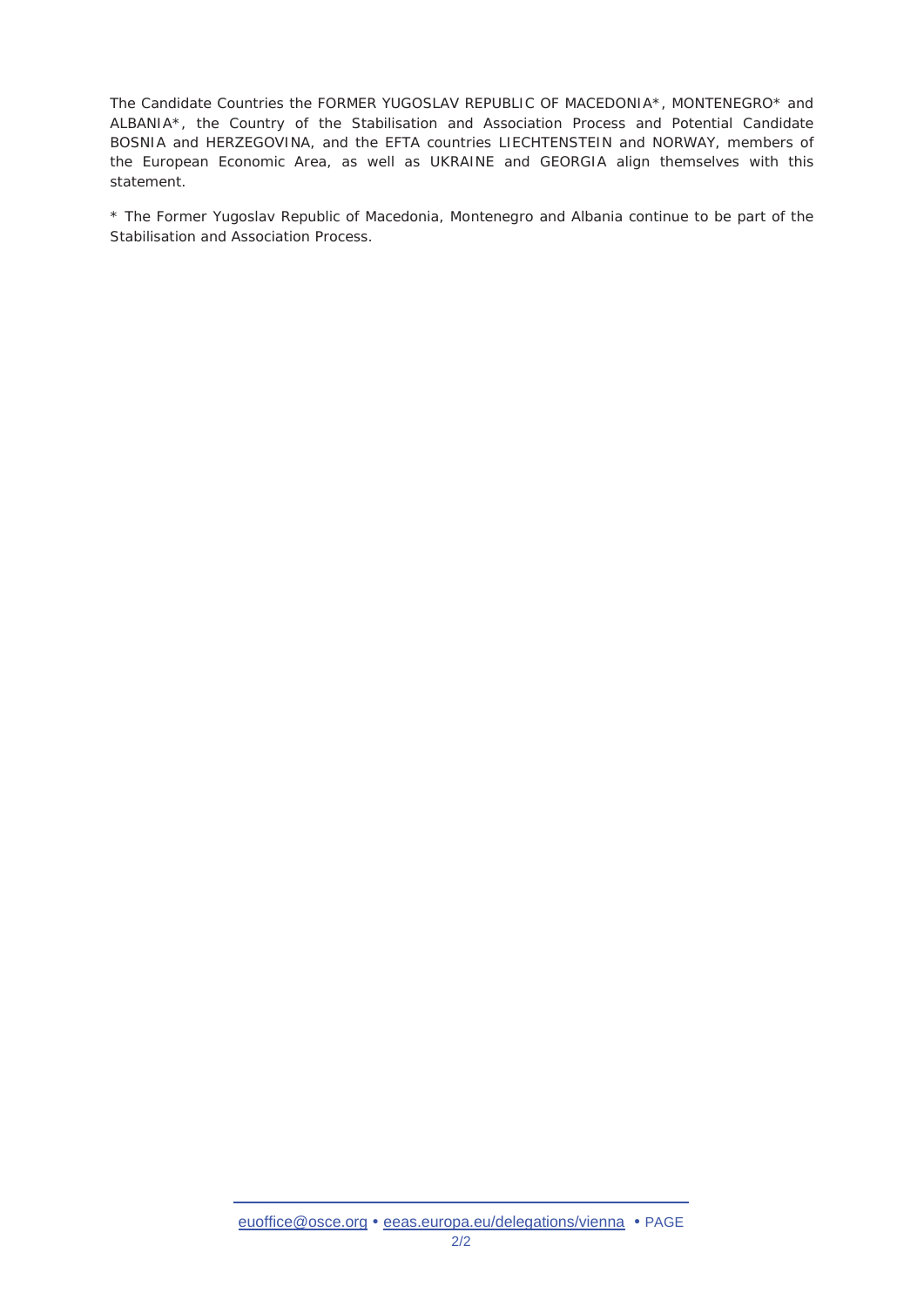The Candidate Countries the FORMER YUGOSLAV REPUBLIC OF MACEDONIA*, MONTENEGRO* and ALBANIA*, the Country of the Stabilisation and Association Process and Potential Candidate BOSNIA and HERZEGOVINA, and the EFTA countries LIECHTENSTEIN and NORWAY, members of the European Economic Area, as well as UKRAINE and GEORGIA align themselves with this statement.

* The Former Yugoslav Republic of Macedonia, Montenegro and Albania continue to be part of the Stabilisation and Association Process.